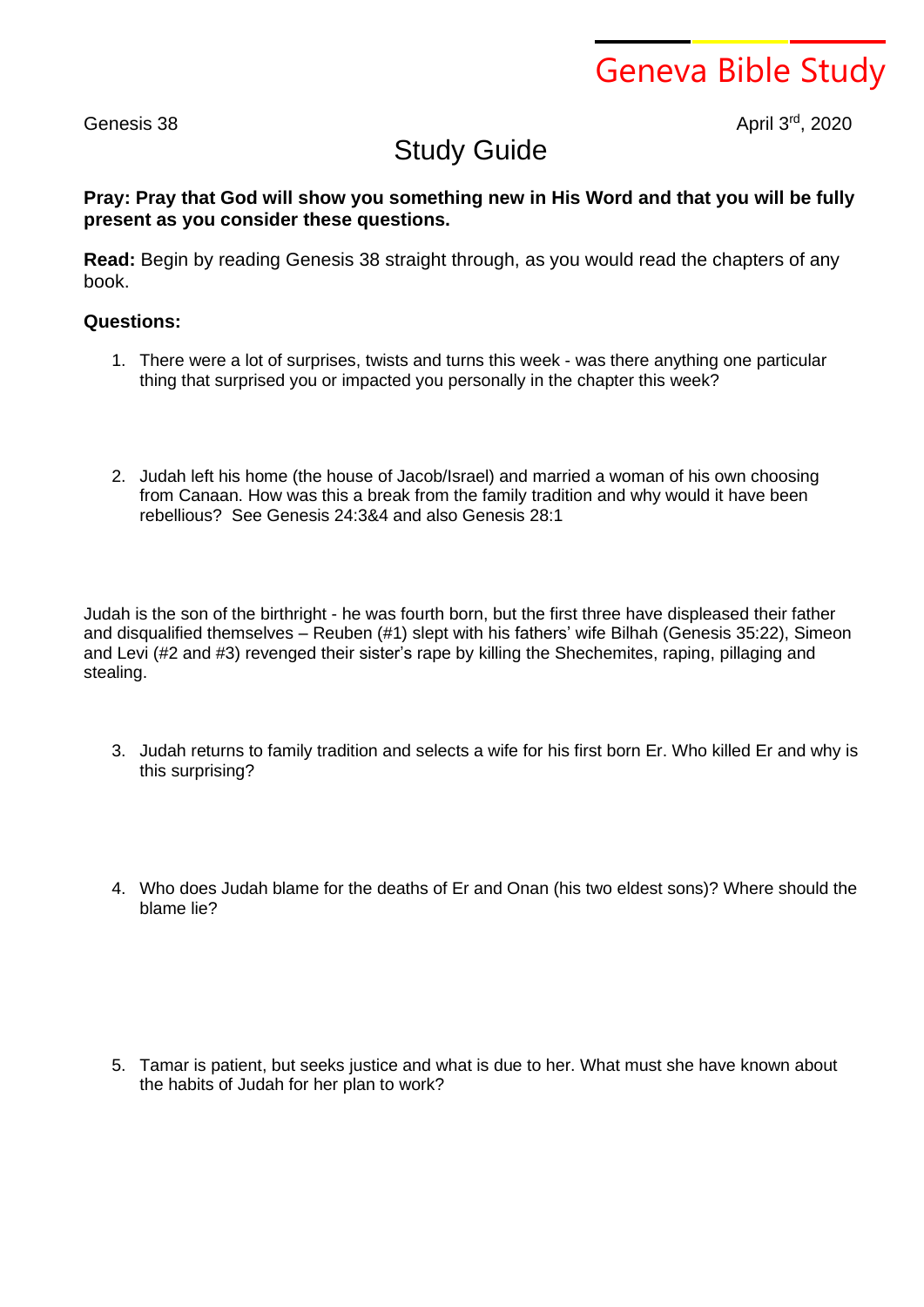Geneva Bible Study

Genesis 38 April 3rd, 2020

# Study Guide

**Pray: Pray that God will show you something new in His Word and that you will be fully present as you consider these questions.**

**Read:** Begin by reading Genesis 38 straight through, as you would read the chapters of any book.

**Questions:**

1. There were a lot of surprises, twists and turns this week - was there anything one particular thing that surprised you or impacted you personally in the chapter this week?

2. Judah left his home (the house of Jacob/Israel) and married a woman of his own choosing from Canaan. How was this a break from the family tradition and why would it have been rebellious? See Genesis 24:3&4 and also Genesis 28:1

Judah is the son of the birthright - he was fourth born, but the first three have displeased their father and disqualified themselves – Reuben (#1) slept with his fathers' wife Bilhah (Genesis 35:22), Simeon and Levi (#2 and #3) revenged their sister's rape by killing the Shechemites, raping, pillaging and stealing.

3. Judah returns to family tradition and selects a wife for his first born Er. Who killed Er and why is this surprising?

4. Who does Judah blame for the deaths of Er and Onan (his two eldest sons)? Where should the blame lie?

5. Tamar is patient, but seeks justice and what is due to her. What must she have known about the habits of Judah for her plan to work?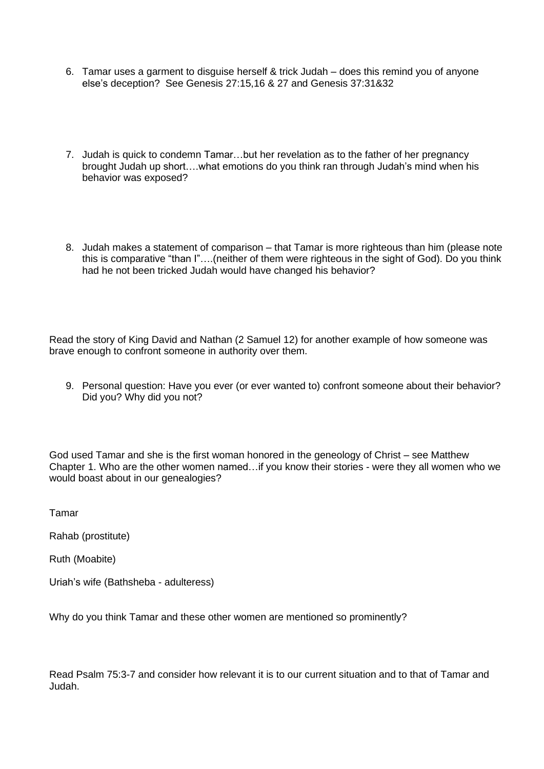6. Tamar uses a garment to disguise herself & trick Judah – does this remind you of anyone else's deception? See Genesis 27:15,16 & 27 and Genesis 37:31&32

7. Judah is quick to condemn Tamar…but her revelation as to the father of her pregnancy brought Judah up short….what emotions do you think ran through Judah's mind when his behavior was exposed?

8. Judah makes a statement of comparison – that Tamar is more righteous than him (please note this is comparative "than I"….(neither of them were righteous in the sight of God). Do you think had he not been tricked Judah would have changed his behavior?

Read the story of King David and Nathan (2 Samuel 12) for another example of how someone was brave enough to confront someone in authority over them.

9. Personal question: Have you ever (or ever wanted to) confront someone about their behavior? Did you? Why did you not?

God used Tamar and she is the first woman honored in the geneology of Christ – see Matthew Chapter 1. Who are the other women named…if you know their stories - were they all women who we would boast about in our genealogies?

Tamar

Rahab (prostitute)

Ruth (Moabite)

Uriah's wife (Bathsheba - adulteress)

Why do you think Tamar and these other women are mentioned so prominently?

Read Psalm 75:3-7 and consider how relevant it is to our current situation and to that of Tamar and Judah.